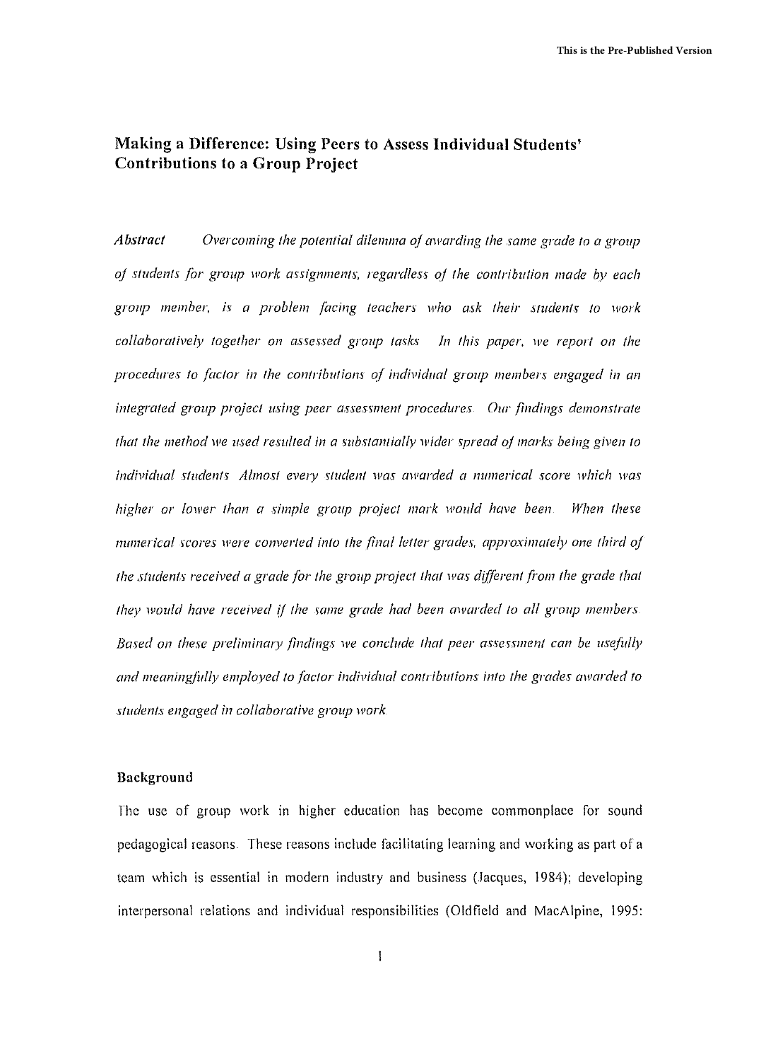# Making a Difference: Using Peers to Assess Individual Students' Contributions to a Group Project

***Abstract*** *Overcoming the potential dilemma of awarding the same grade to a group of students for group work assignments, regardless of the contribution made by each group member, is a problem facing teachers who ask their students to work collaboratively together on assessed group tasks. In this paper, we report on the procedures to factor in the contributions of individual group members engaged in an integrated group project using peer assessment procedures. Our findings demonstrate that the method we used resulted in a substantially wider spread of marks being given to individual students. Almost every student was awarded a numerical score which was higher or lower than a simple group project mark would have been. When these numerical scores were converted into the final letter grades, approximately one third of the students received a grade for the group project that was different from the grade that they would have received if the same grade had been awarded to all group members. Based on these preliminary findings we conclude that peer assessment can be usefully and meaningfully employed to factor individual contributions into the grades awarded to students engaged in collaborative group work.*

## Background

The use of group work in higher education has become commonplace for sound pedagogical reasons. These reasons include facilitating learning and working as part of a team which is essential in modern industry and business (Jacques, 1984); developing interpersonal relations and individual responsibilities (Oldfield and MacAlpine, 1995: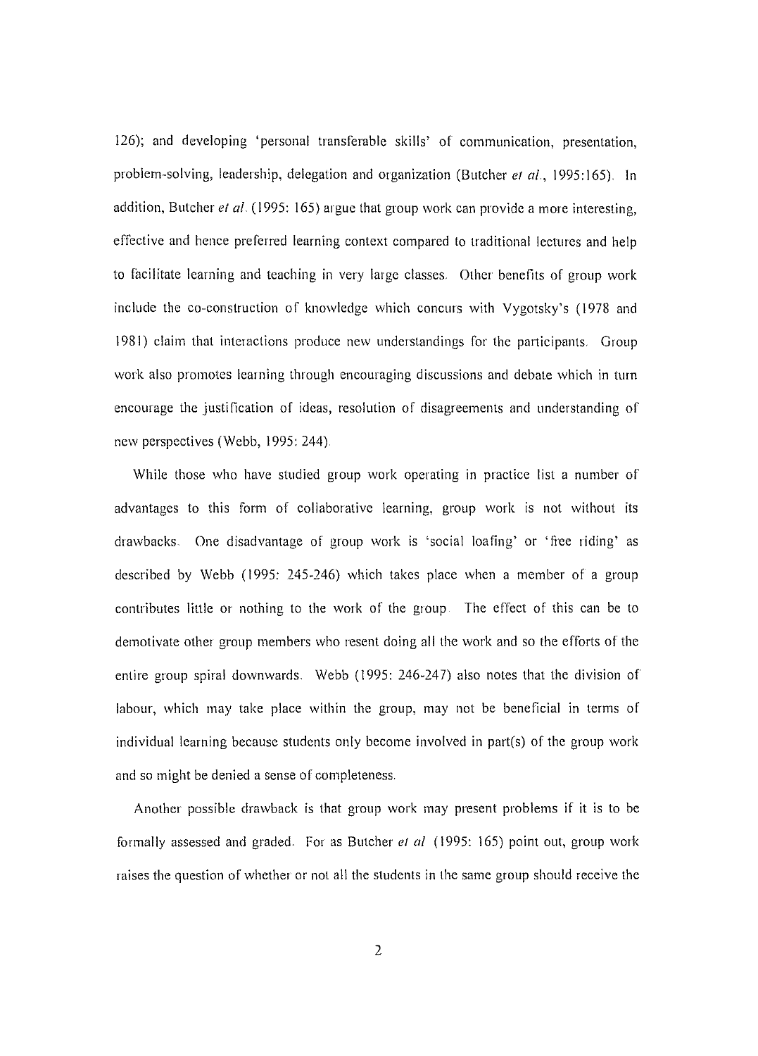126); and developing 'personal transferable skills' of communication, presentation, problem-solving, leadership, delegation and organization (Butcher *et al.*, 1995:165). In addition, Butcher *et al.* (1995: 165) argue that group work can provide a more interesting, effective and hence preferred learning context compared to traditional lectures and help to facilitate learning and teaching in very large classes. Other benefits of group work include the co-construction of knowledge which concurs with Vygotsky's (1978 and 1981) claim that interactions produce new understandings for the participants. Group work also promotes learning through encouraging discussions and debate which in turn encourage the justification of ideas, resolution of disagreements and understanding of new perspectives (Webb, 1995: 244).

While those who have studied group work operating in practice list a number of advantages to this form of collaborative learning, group work is not without its drawbacks. One disadvantage of group work is 'social loafing' or 'free riding' as described by Webb (1995: 245-246) which takes place when a member of a group contributes little or nothing to the work of the group. The effect of this can be to demotivate other group members who resent doing all the work and so the efforts of the entire group spiral downwards. Webb (1995: 246-247) also notes that the division of labour, which may take place within the group, may not be beneficial in terms of individual learning because students only become involved in part(s) of the group work and so might be denied a sense of completeness.

Another possible drawback is that group work may present problems if it is to be formally assessed and graded. For as Butcher *et al* (1995: 165) point out, group work raises the question of whether or not all the students in the same group should receive the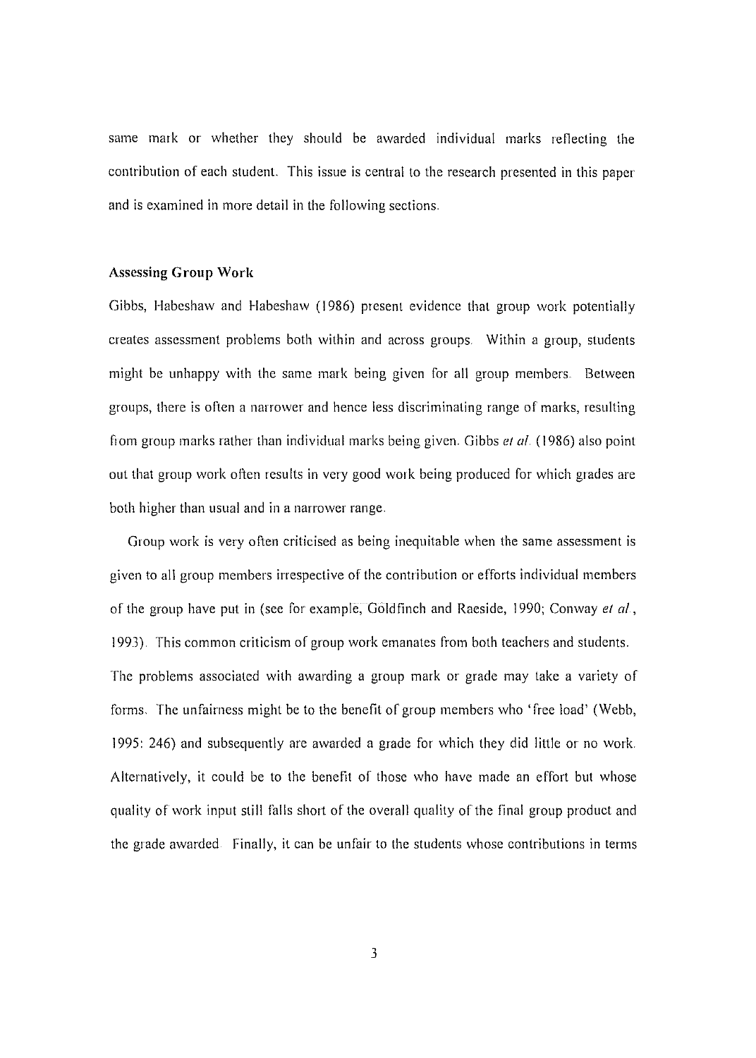same mark or whether they should be awarded individual marks reflecting the contribution of each student. This issue is central to the research presented in this paper and is examined in more detail in the following sections.

### Assessing Group Work

Gibbs, Habeshaw and Habeshaw (1986) present evidence that group work potentially creates assessment problems both within and across groups. Within a group, students might be unhappy with the same mark being given for all group members. Between groups, there is often a narrower and hence less discriminating range of marks, resulting from group marks rather than individual marks being given. Gibbs *et al.* (1986) also point out that group work often results in very good work being produced for which grades are both higher than usual and in a narrower range.

Group work is very often criticised as being inequitable when the same assessment is given to all group members irrespective of the contribution or efforts individual members of the group have put in (see for example, Goldfinch and Raeside, 1990; Conway *et al.*, 1993). This common criticism of group work emanates from both teachers and students. The problems associated with awarding a group mark or grade may take a variety of forms. The unfairness might be to the benefit of group members who 'free load' (Webb, 1995: 246) and subsequently are awarded a grade for which they did little or no work. Alternatively, it could be to the benefit of those who have made an effort but whose quality of work input still falls short of the overall quality of the final group product and the grade awarded. Finally, it can be unfair to the students whose contributions in terms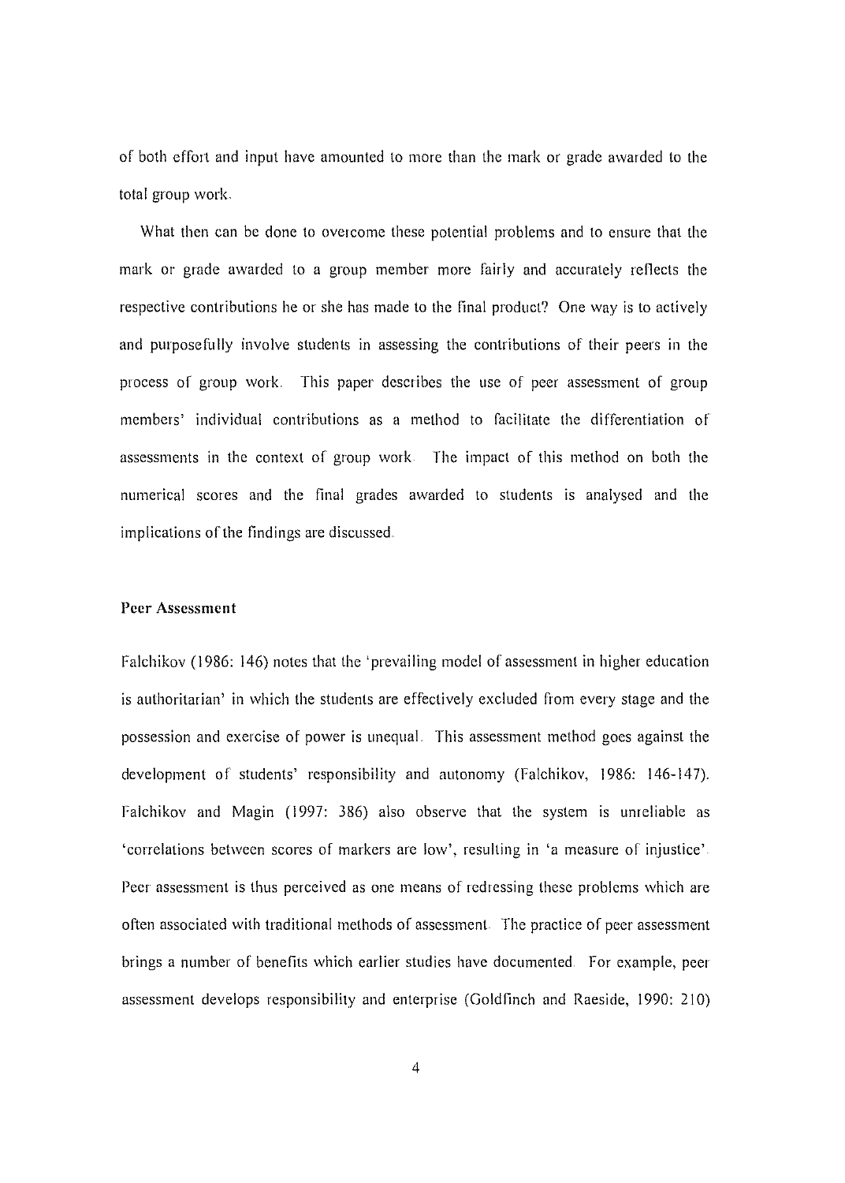of both effort and input have amounted to more than the mark or grade awarded to the total group work.

What then can be done to overcome these potential problems and to ensure that the mark or grade awarded to a group member more fairly and accurately reflects the respective contributions he or she has made to the final product? One way is to actively and purposefully involve students in assessing the contributions of their peers in the process of group work. This paper describes the use of peer assessment of group members' individual contributions as a method to facilitate the differentiation of assessments in the context of group work. The impact of this method on both the numerical scores and the final grades awarded to students is analysed and the implications of the findings are discussed.

## Peer Assessment

Falchikov (1986: 146) notes that the 'prevailing model of assessment in higher education is authoritarian' in which the students are effectively excluded from every stage and the possession and exercise of power is unequal. This assessment method goes against the development of students' responsibility and autonomy (Falchikov, 1986: 146-147). Falchikov and Magin (1997: 386) also observe that the system is unreliable as 'correlations between scores of markers are low', resulting in 'a measure of injustice'. Peer assessment is thus perceived as one means of redressing these problems which are often associated with traditional methods of assessment. The practice of peer assessment brings a number of benefits which earlier studies have documented. For example, peer assessment develops responsibility and enterprise (Goldfinch and Raeside, 1990: 210)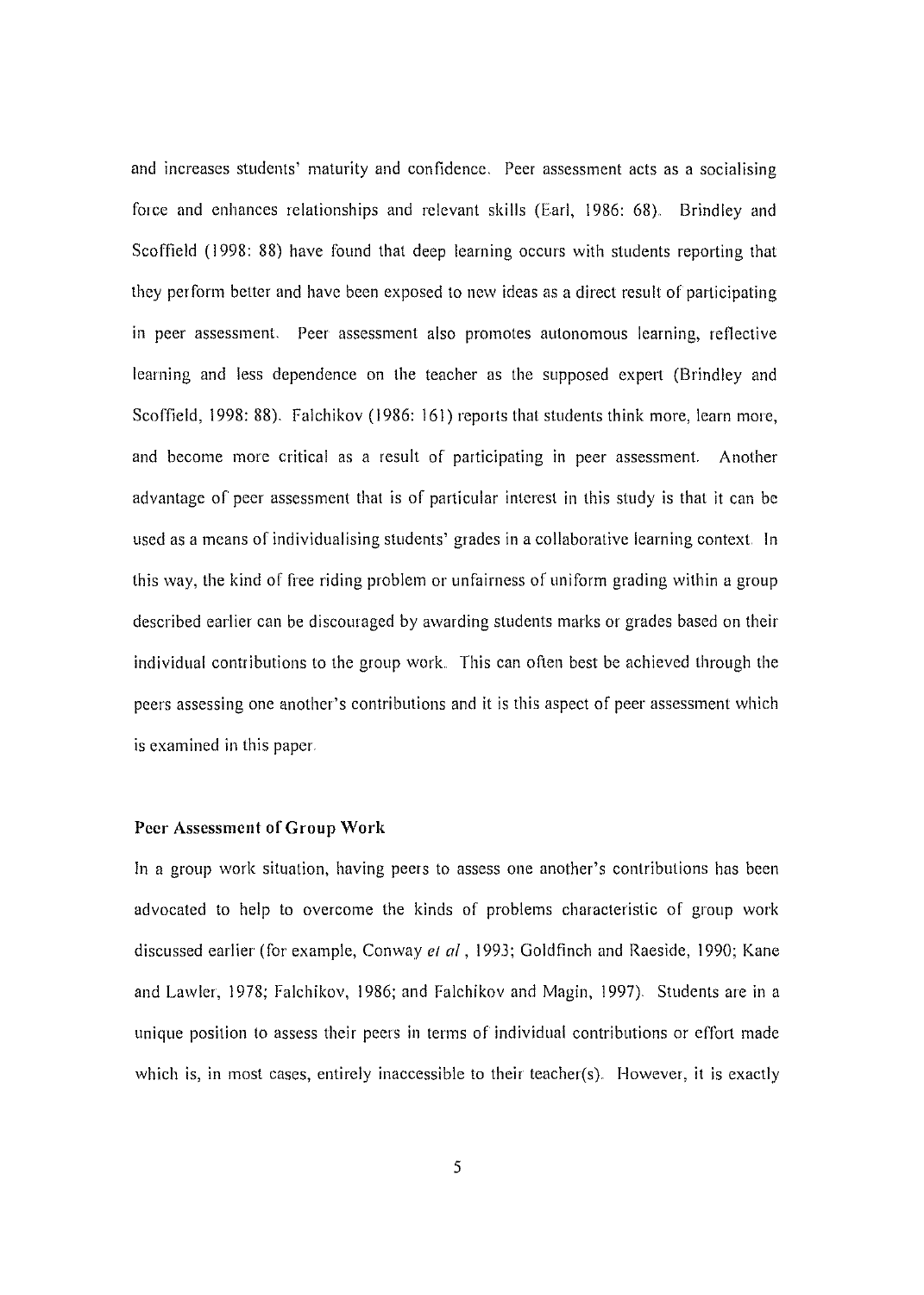and increases students' maturity and confidence. Peer assessment acts as a socialising force and enhances relationships and relevant skills (Earl, 1986: 68). Brindley and Scoffield (1998: 88) have found that deep learning occurs with students reporting that they perform better and have been exposed to new ideas as a direct result of participating in peer assessment. Peer assessment also promotes autonomous learning, reflective learning and less dependence on the teacher as the supposed expert (Brindley and Scoffield, 1998: 88). Falchikov (1986: 161) reports that students think more, learn more, and become more critical as a result of participating in peer assessment. Another advantage of peer assessment that is of particular interest in this study is that it can be used as a means of individualising students' grades in a collaborative learning context. In this way, the kind of free riding problem or unfairness of uniform grading within a group described earlier can be discouraged by awarding students marks or grades based on their individual contributions to the group work. This can often best be achieved through the peers assessing one another's contributions and it is this aspect of peer assessment which is examined in this paper.

**Peer Assessment of Group Work**

In a group work situation, having peers to assess one another's contributions has been advocated to help to overcome the kinds of problems characteristic of group work discussed earlier (for example, Conway *et al.*, 1993; Goldfinch and Raeside, 1990; Kane and Lawler, 1978; Falchikov, 1986; and Falchikov and Magin, 1997). Students are in a unique position to assess their peers in terms of individual contributions or effort made which is, in most cases, entirely inaccessible to their teacher(s). However, it is exactly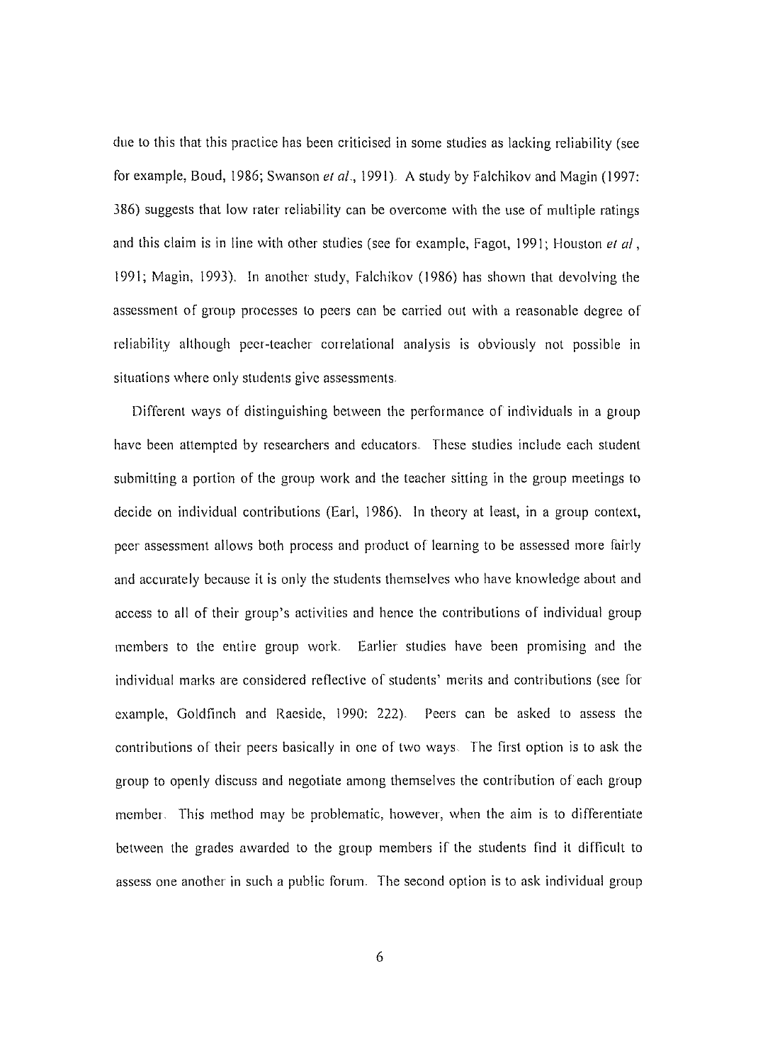due to this that this practice has been criticised in some studies as lacking reliability (see for example, Boud, 1986; Swanson *et al.*, 1991). A study by Falchikov and Magin (1997: 386) suggests that low rater reliability can be overcome with the use of multiple ratings and this claim is in line with other studies (see for example, Fagot, 1991; Houston *et al*, 1991; Magin, 1993). In another study, Falchikov (1986) has shown that devolving the assessment of group processes to peers can be carried out with a reasonable degree of reliability although peer-teacher correlational analysis is obviously not possible in situations where only students give assessments.

Different ways of distinguishing between the performance of individuals in a group have been attempted by researchers and educators. These studies include each student submitting a portion of the group work and the teacher sitting in the group meetings to decide on individual contributions (Earl, 1986). In theory at least, in a group context, peer assessment allows both process and product of learning to be assessed more fairly and accurately because it is only the students themselves who have knowledge about and access to all of their group's activities and hence the contributions of individual group members to the entire group work. Earlier studies have been promising and the individual marks are considered reflective of students' merits and contributions (see for example, Goldfinch and Raeside, 1990: 222). Peers can be asked to assess the contributions of their peers basically in one of two ways. The first option is to ask the group to openly discuss and negotiate among themselves the contribution of each group member. This method may be problematic, however, when the aim is to differentiate between the grades awarded to the group members if the students find it difficult to assess one another in such a public forum. The second option is to ask individual group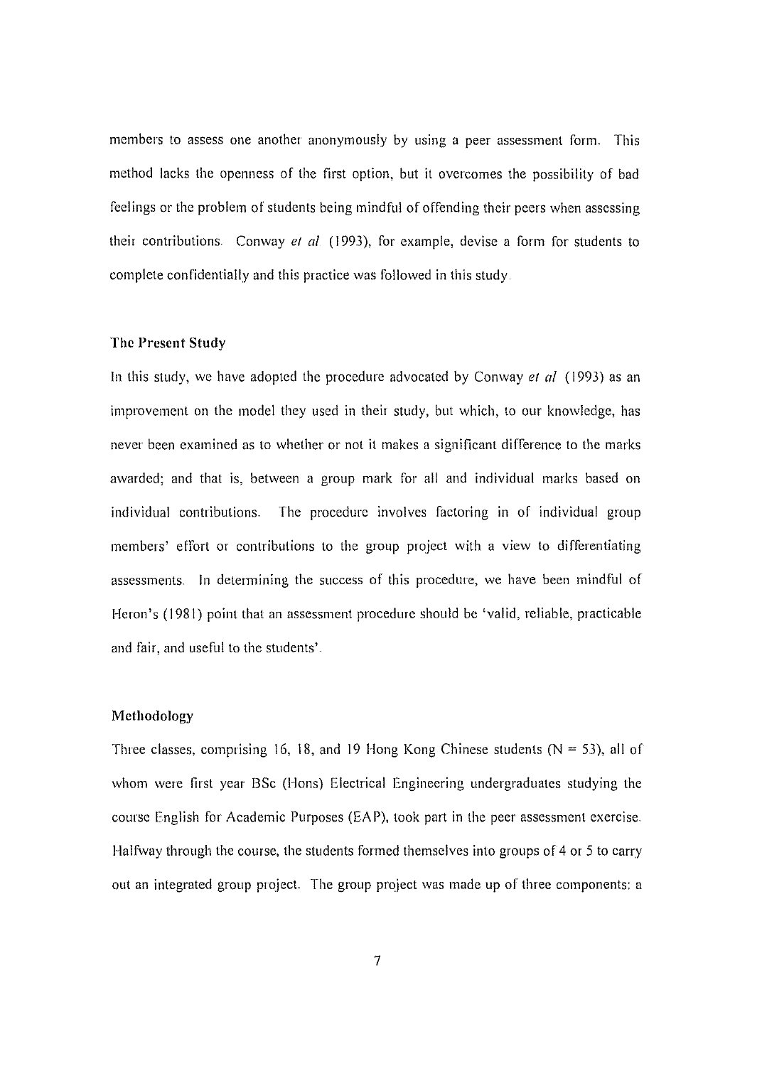members to assess one another anonymously by using a peer assessment form. This method lacks the openness of the first option, but it overcomes the possibility of bad feelings or the problem of students being mindful of offending their peers when assessing their contributions. Conway *et al* (1993), for example, devise a form for students to complete confidentially and this practice was followed in this study.

## The Present Study

In this study, we have adopted the procedure advocated by Conway *et al* (1993) as an improvement on the model they used in their study, but which, to our knowledge, has never been examined as to whether or not it makes a significant difference to the marks awarded; and that is, between a group mark for all and individual marks based on individual contributions. The procedure involves factoring in of individual group members' effort or contributions to the group project with a view to differentiating assessments. In determining the success of this procedure, we have been mindful of Heron's (1981) point that an assessment procedure should be 'valid, reliable, practicable and fair, and useful to the students'.

## Methodology

Three classes, comprising 16, 18, and 19 Hong Kong Chinese students (N = 53), all of whom were first year BSc (Hons) Electrical Engineering undergraduates studying the course English for Academic Purposes (EAP), took part in the peer assessment exercise. Halfway through the course, the students formed themselves into groups of 4 or 5 to carry out an integrated group project. The group project was made up of three components: a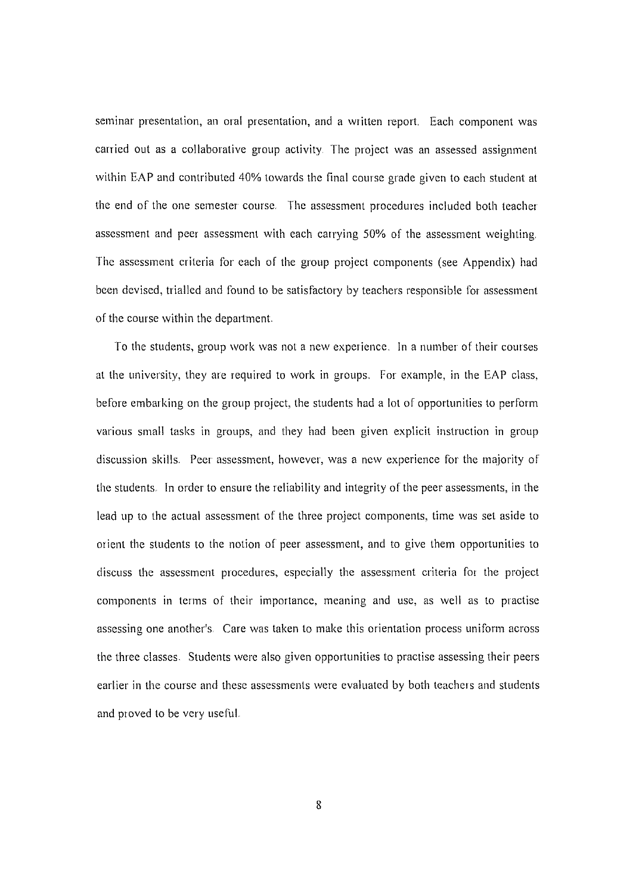seminar presentation, an oral presentation, and a written report. Each component was carried out as a collaborative group activity. The project was an assessed assignment within EAP and contributed 40% towards the final course grade given to each student at the end of the one semester course. The assessment procedures included both teacher assessment and peer assessment with each carrying 50% of the assessment weighting. The assessment criteria for each of the group project components (see Appendix) had been devised, trialled and found to be satisfactory by teachers responsible for assessment of the course within the department.

To the students, group work was not a new experience. In a number of their courses at the university, they are required to work in groups. For example, in the EAP class, before embarking on the group project, the students had a lot of opportunities to perform various small tasks in groups, and they had been given explicit instruction in group discussion skills. Peer assessment, however, was a new experience for the majority of the students. In order to ensure the reliability and integrity of the peer assessments, in the lead up to the actual assessment of the three project components, time was set aside to orient the students to the notion of peer assessment, and to give them opportunities to discuss the assessment procedures, especially the assessment criteria for the project components in terms of their importance, meaning and use, as well as to practise assessing one another's. Care was taken to make this orientation process uniform across the three classes. Students were also given opportunities to practise assessing their peers earlier in the course and these assessments were evaluated by both teachers and students and proved to be very useful.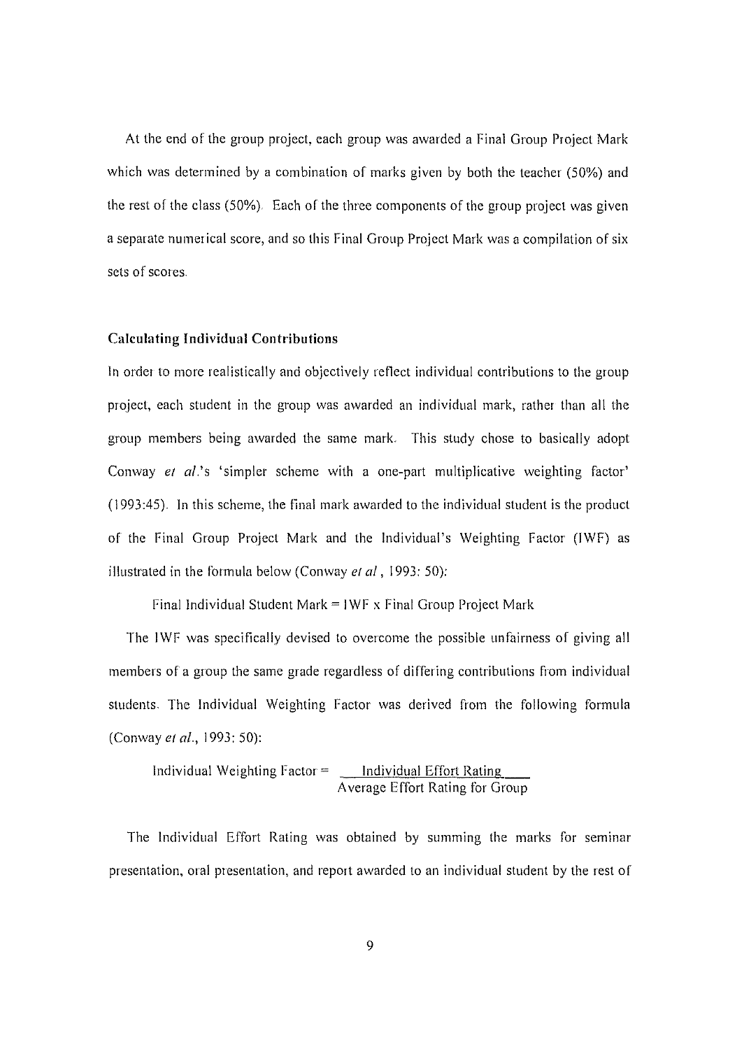At the end of the group project, each group was awarded a Final Group Project Mark which was determined by a combination of marks given by both the teacher (50%) and the rest of the class (50%). Each of the three components of the group project was given a separate numerical score, and so this Final Group Project Mark was a compilation of six sets of scores.

### Calculating Individual Contributions

In order to more realistically and objectively reflect individual contributions to the group project, each student in the group was awarded an individual mark, rather than all the group members being awarded the same mark. This study chose to basically adopt Conway *et al.*'s 'simpler scheme with a one-part multiplicative weighting factor' (1993:45). In this scheme, the final mark awarded to the individual student is the product of the Final Group Project Mark and the Individual's Weighting Factor (IWF) as illustrated in the formula below (Conway *et al*, 1993: 50):

$$\text{Final Individual Student Mark} = \text{IWF} \times \text{Final Group Project Mark}$$

The IWF was specifically devised to overcome the possible unfairness of giving all members of a group the same grade regardless of differing contributions from individual students. The Individual Weighting Factor was derived from the following formula (Conway *et al.*, 1993: 50):

$$\text{Individual Weighting Factor} = \frac{\text{Individual Effort Rating}}{\text{Average Effort Rating for Group}}$$

The Individual Effort Rating was obtained by summing the marks for seminar presentation, oral presentation, and report awarded to an individual student by the rest of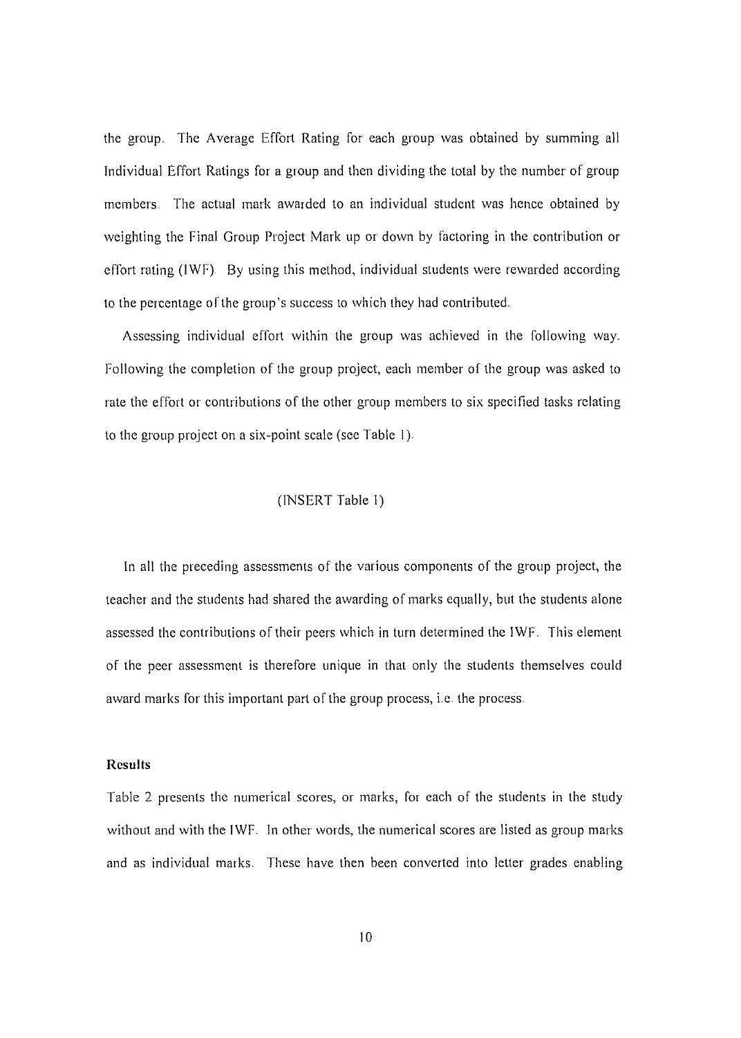the group. The Average Effort Rating for each group was obtained by summing all Individual Effort Ratings for a group and then dividing the total by the number of group members. The actual mark awarded to an individual student was hence obtained by weighting the Final Group Project Mark up or down by factoring in the contribution or effort rating (IWF). By using this method, individual students were rewarded according to the percentage of the group's success to which they had contributed.

Assessing individual effort within the group was achieved in the following way. Following the completion of the group project, each member of the group was asked to rate the effort or contributions of the other group members to six specified tasks relating to the group project on a six-point scale (see Table 1).

(INSERT Table 1)

In all the preceding assessments of the various components of the group project, the teacher and the students had shared the awarding of marks equally, but the students alone assessed the contributions of their peers which in turn determined the IWF. This element of the peer assessment is therefore unique in that only the students themselves could award marks for this important part of the group process, i.e. the process.

**Results**

Table 2 presents the numerical scores, or marks, for each of the students in the study without and with the IWF. In other words, the numerical scores are listed as group marks and as individual marks. These have then been converted into letter grades enabling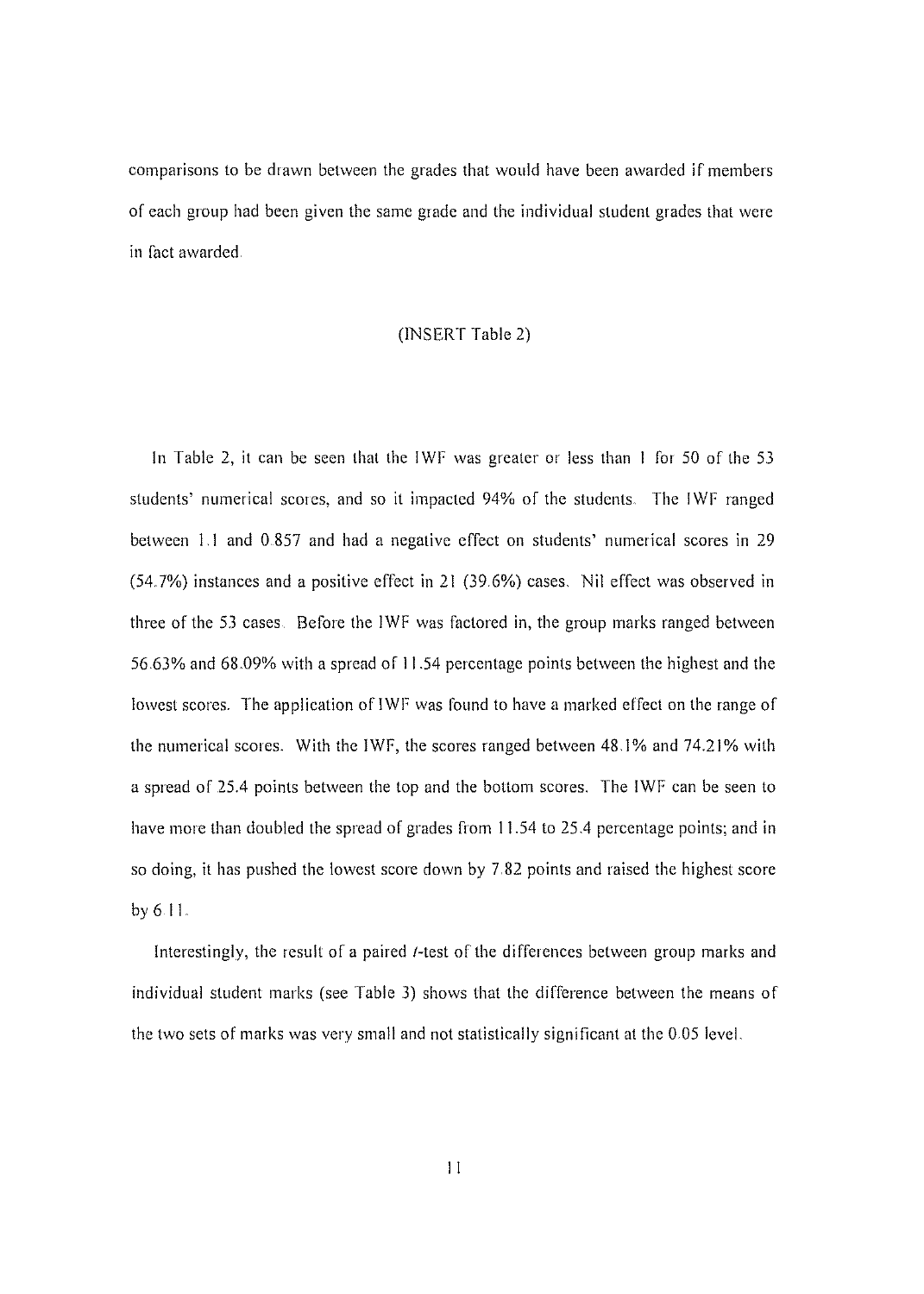comparisons to be drawn between the grades that would have been awarded if members of each group had been given the same grade and the individual student grades that were in fact awarded.

(INSERT Table 2)

In Table 2, it can be seen that the IWF was greater or less than 1 for 50 of the 53 students' numerical scores, and so it impacted 94% of the students. The IWF ranged between 1.1 and 0.857 and had a negative effect on students' numerical scores in 29 (54.7%) instances and a positive effect in 21 (39.6%) cases. Nil effect was observed in three of the 53 cases. Before the IWF was factored in, the group marks ranged between 56.63% and 68.09% with a spread of 11.54 percentage points between the highest and the lowest scores. The application of IWF was found to have a marked effect on the range of the numerical scores. With the IWF, the scores ranged between 48.1% and 74.21% with a spread of 25.4 points between the top and the bottom scores. The IWF can be seen to have more than doubled the spread of grades from 11.54 to 25.4 percentage points; and in so doing, it has pushed the lowest score down by 7.82 points and raised the highest score by 6.11.

Interestingly, the result of a paired *t*-test of the differences between group marks and individual student marks (see Table 3) shows that the difference between the means of the two sets of marks was very small and not statistically significant at the 0.05 level.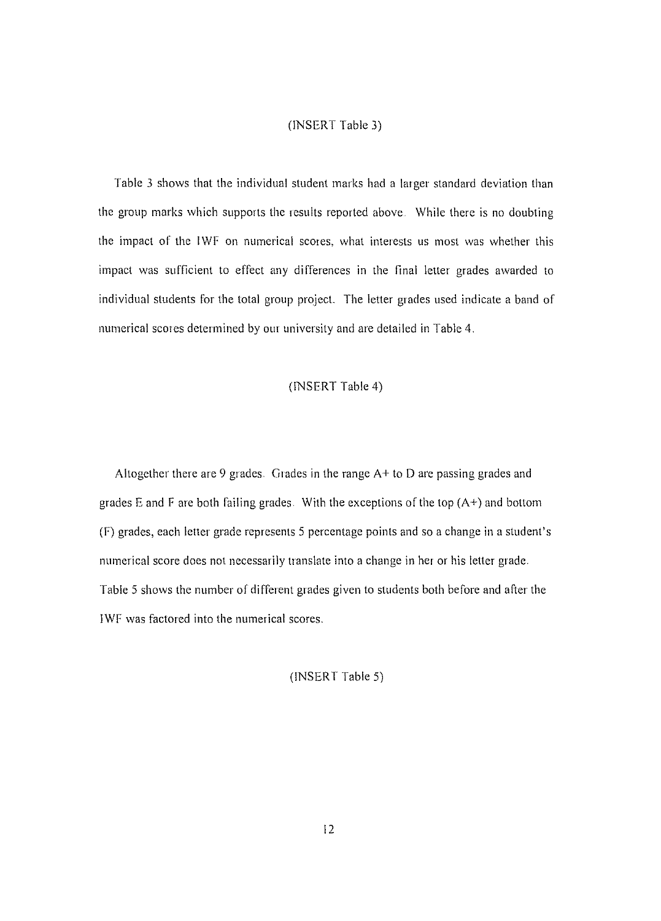(INSERT Table 3)

Table 3 shows that the individual student marks had a larger standard deviation than the group marks which supports the results reported above. While there is no doubting the impact of the IWF on numerical scores, what interests us most was whether this impact was sufficient to effect any differences in the final letter grades awarded to individual students for the total group project. The letter grades used indicate a band of numerical scores determined by our university and are detailed in Table 4.

(INSERT Table 4)

Altogether there are 9 grades. Grades in the range A+ to D are passing grades and grades E and F are both failing grades. With the exceptions of the top (A+) and bottom (F) grades, each letter grade represents 5 percentage points and so a change in a student's numerical score does not necessarily translate into a change in her or his letter grade. Table 5 shows the number of different grades given to students both before and after the IWF was factored into the numerical scores.

(INSERT Table 5)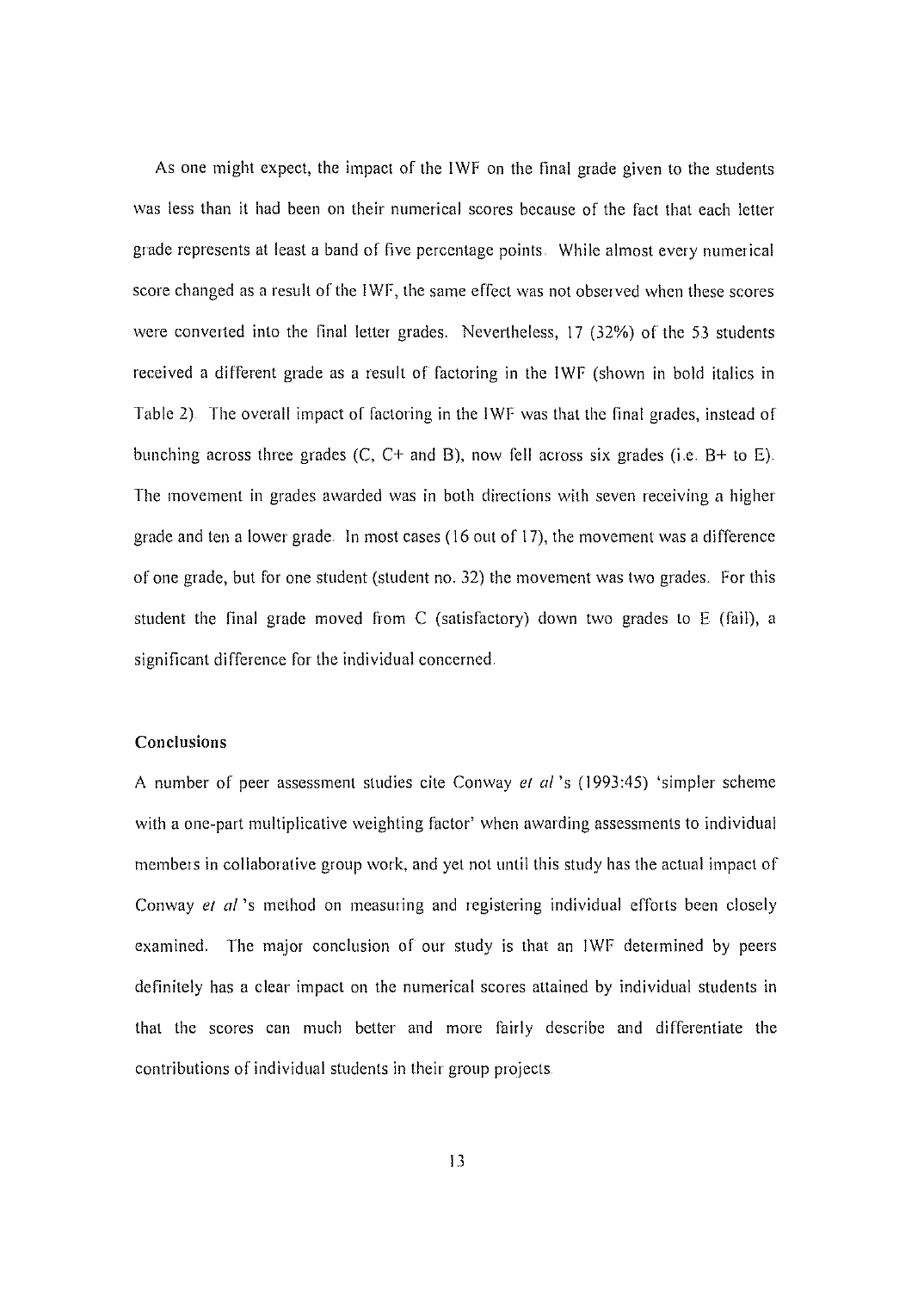As one might expect, the impact of the IWF on the final grade given to the students was less than it had been on their numerical scores because of the fact that each letter grade represents at least a band of five percentage points. While almost every numerical score changed as a result of the IWF, the same effect was not observed when these scores were converted into the final letter grades. Nevertheless, 17 (32%) of the 53 students received a different grade as a result of factoring in the IWF (shown in bold italics in Table 2). The overall impact of factoring in the IWF was that the final grades, instead of bunching across three grades (C, C+ and B), now fell across six grades (i.e. B+ to E). The movement in grades awarded was in both directions with seven receiving a higher grade and ten a lower grade. In most cases (16 out of 17), the movement was a difference of one grade, but for one student (student no. 32) the movement was two grades. For this student the final grade moved from C (satisfactory) down two grades to E (fail), a significant difference for the individual concerned.

### Conclusions

A number of peer assessment studies cite Conway *et al* 's (1993:45) 'simpler scheme with a one-part multiplicative weighting factor' when awarding assessments to individual members in collaborative group work, and yet not until this study has the actual impact of Conway *et al* 's method on measuring and registering individual efforts been closely examined. The major conclusion of our study is that an IWF determined by peers definitely has a clear impact on the numerical scores attained by individual students in that the scores can much better and more fairly describe and differentiate the contributions of individual students in their group projects.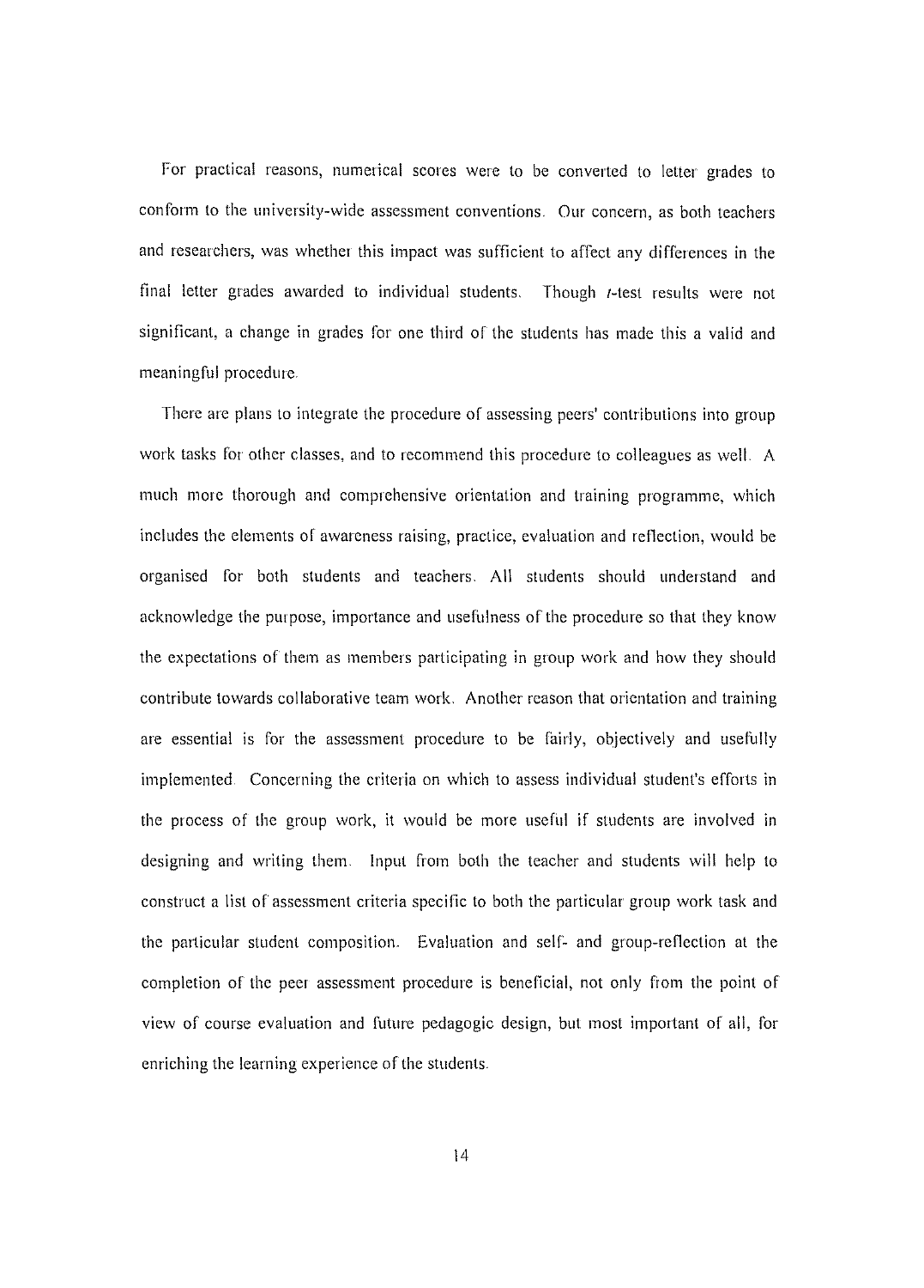For practical reasons, numerical scores were to be converted to letter grades to conform to the university-wide assessment conventions. Our concern, as both teachers and researchers, was whether this impact was sufficient to affect any differences in the final letter grades awarded to individual students. Though *t*-test results were not significant, a change in grades for one third of the students has made this a valid and meaningful procedure.

There are plans to integrate the procedure of assessing peers' contributions into group work tasks for other classes, and to recommend this procedure to colleagues as well. A much more thorough and comprehensive orientation and training programme, which includes the elements of awareness raising, practice, evaluation and reflection, would be organised for both students and teachers. All students should understand and acknowledge the purpose, importance and usefulness of the procedure so that they know the expectations of them as members participating in group work and how they should contribute towards collaborative team work. Another reason that orientation and training are essential is for the assessment procedure to be fairly, objectively and usefully implemented. Concerning the criteria on which to assess individual student's efforts in the process of the group work, it would be more useful if students are involved in designing and writing them. Input from both the teacher and students will help to construct a list of assessment criteria specific to both the particular group work task and the particular student composition. Evaluation and self- and group-reflection at the completion of the peer assessment procedure is beneficial, not only from the point of view of course evaluation and future pedagogic design, but most important of all, for enriching the learning experience of the students.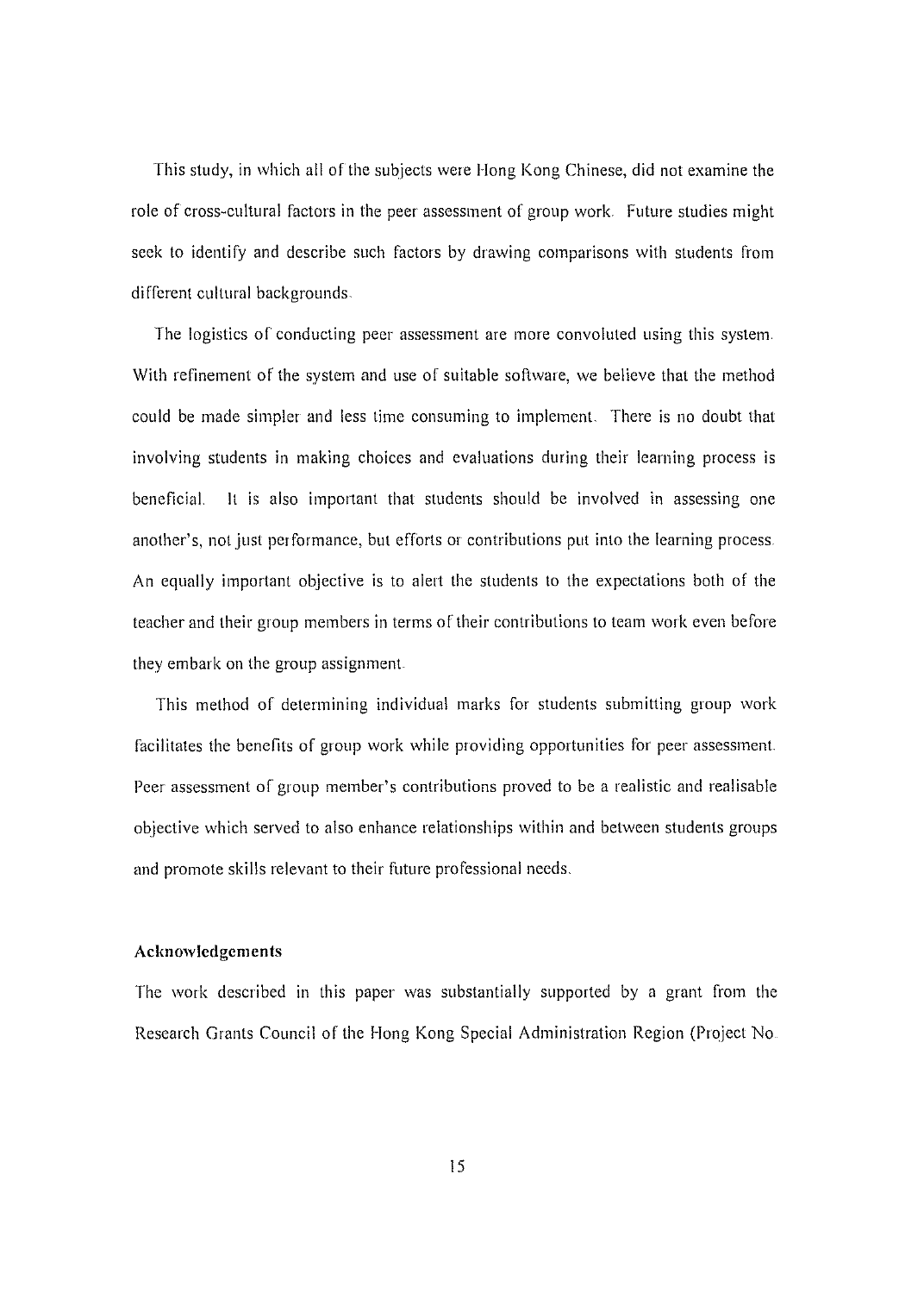This study, in which all of the subjects were Hong Kong Chinese, did not examine the role of cross-cultural factors in the peer assessment of group work. Future studies might seek to identify and describe such factors by drawing comparisons with students from different cultural backgrounds.

The logistics of conducting peer assessment are more convoluted using this system. With refinement of the system and use of suitable software, we believe that the method could be made simpler and less time consuming to implement. There is no doubt that involving students in making choices and evaluations during their learning process is beneficial. It is also important that students should be involved in assessing one another's, not just performance, but efforts or contributions put into the learning process. An equally important objective is to alert the students to the expectations both of the teacher and their group members in terms of their contributions to team work even before they embark on the group assignment.

This method of determining individual marks for students submitting group work facilitates the benefits of group work while providing opportunities for peer assessment. Peer assessment of group member's contributions proved to be a realistic and realisable objective which served to also enhance relationships within and between students groups and promote skills relevant to their future professional needs.

**Acknowledgements**

The work described in this paper was substantially supported by a grant from the Research Grants Council of the Hong Kong Special Administration Region (Project No.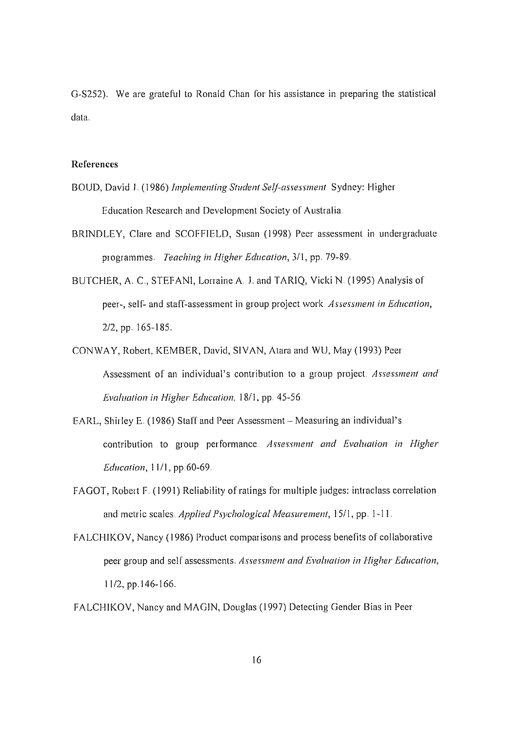G-S252). We are grateful to Ronald Chan for his assistance in preparing the statistical data.

## References

BOUD, David J. (1986) *Implementing Student Self-assessment*. Sydney: Higher Education Research and Development Society of Australia.

BRINDLEY, Clare and SCOFFIELD, Susan (1998) Peer assessment in undergraduate programmes. *Teaching in Higher Education*, 3/1, pp. 79-89.

BUTCHER, A. C., STEFANI, Lorraine A. J. and TARIQ, Vicki N. (1995) Analysis of peer-, self- and staff-assessment in group project work. *Assessment in Education*, 2/2, pp. 165-185.

CONWAY, Robert, KEMBER, David, SIVAN, Atara and WU, May (1993) Peer Assessment of an individual's contribution to a group project. *Assessment and Evaluation in Higher Education*, 18/1, pp. 45-56.

EARL, Shirley E. (1986) Staff and Peer Assessment – Measuring an individual's contribution to group performance. *Assessment and Evaluation in Higher Education*, 11/1, pp.60-69.

FAGOT, Robert F. (1991) Reliability of ratings for multiple judges: intraclass correlation and metric scales. *Applied Psychological Measurement*, 15/1, pp. 1-11.

FALCHIKOV, Nancy (1986) Product comparisons and process benefits of collaborative peer group and self assessments. *Assessment and Evaluation in Higher Education*, 11/2, pp.146-166.

FALCHIKOV, Nancy and MAGIN, Douglas (1997) Detecting Gender Bias in Peer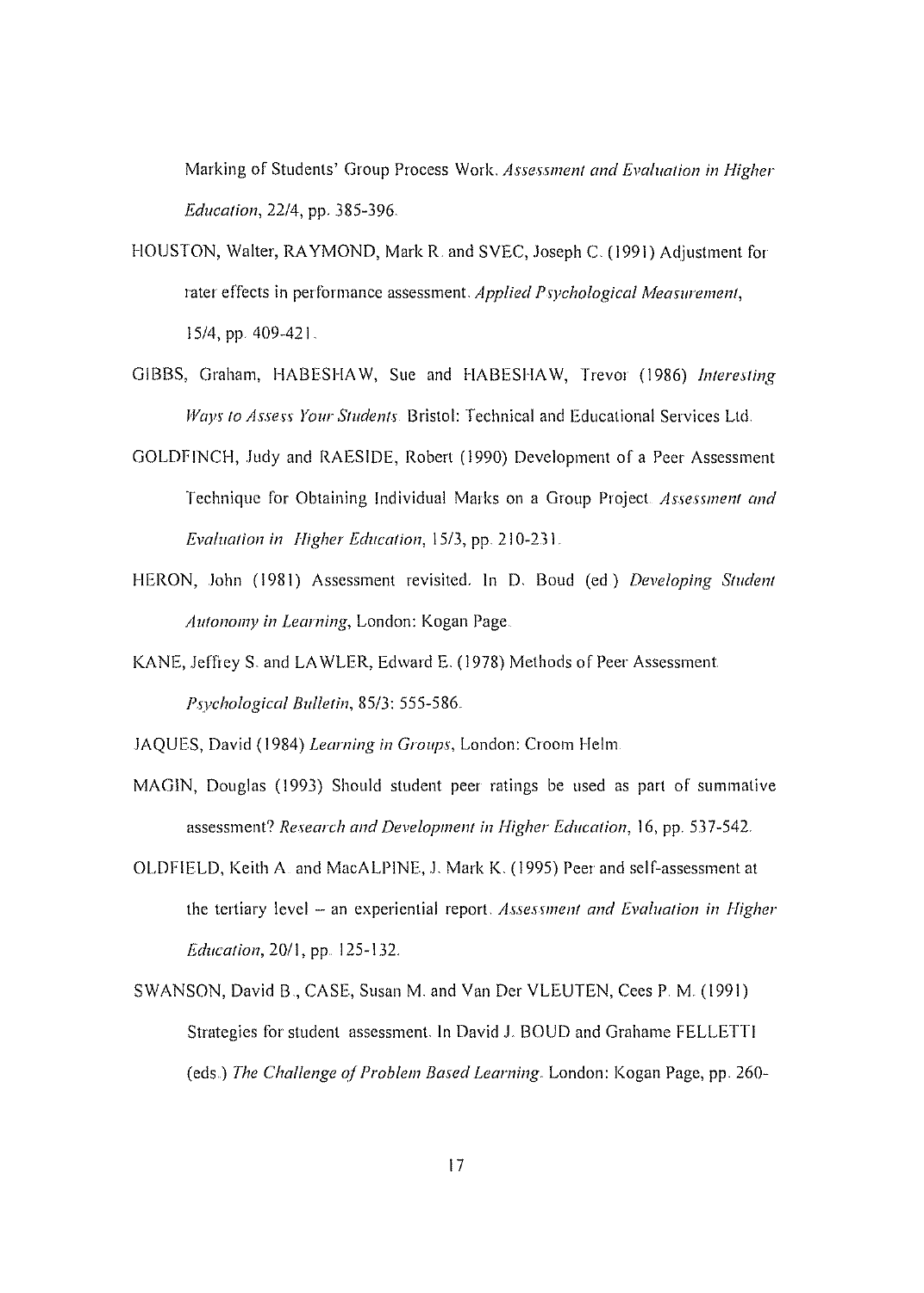Marking of Students' Group Process Work. *Assessment and Evaluation in Higher Education*, 22/4, pp. 385-396.

HOUSTON, Walter, RAYMOND, Mark R. and SVEC, Joseph C. (1991) Adjustment for rater effects in performance assessment. *Applied Psychological Measurement*, 15/4, pp. 409-421.

GIBBS, Graham, HABESHAW, Sue and HABESHAW, Trevor (1986) *Interesting Ways to Assess Your Students*. Bristol: Technical and Educational Services Ltd.

GOLDFINCH, Judy and RAESIDE, Robert (1990) Development of a Peer Assessment Technique for Obtaining Individual Marks on a Group Project. *Assessment and Evaluation in Higher Education*, 15/3, pp. 210-231.

HERON, John (1981) Assessment revisited. In D. Boud (ed.) *Developing Student Autonomy in Learning*, London: Kogan Page.

KANE, Jeffrey S. and LAWLER, Edward E. (1978) Methods of Peer Assessment. *Psychological Bulletin*, 85/3: 555-586.

JAQUES, David (1984) *Learning in Groups*, London: Croom Helm.

MAGIN, Douglas (1993) Should student peer ratings be used as part of summative assessment? *Research and Development in Higher Education*, 16, pp. 537-542.

OLDFIELD, Keith A. and MacALPINE, J. Mark K. (1995) Peer and self-assessment at the tertiary level – an experiential report. *Assessment and Evaluation in Higher Education*, 20/1, pp. 125-132.

SWANSON, David B., CASE, Susan M. and Van Der VLEUTEN, Cees P. M. (1991) Strategies for student assessment. In David J. BOUD and Grahame FELLETTI (eds.) *The Challenge of Problem Based Learning*. London: Kogan Page, pp. 260-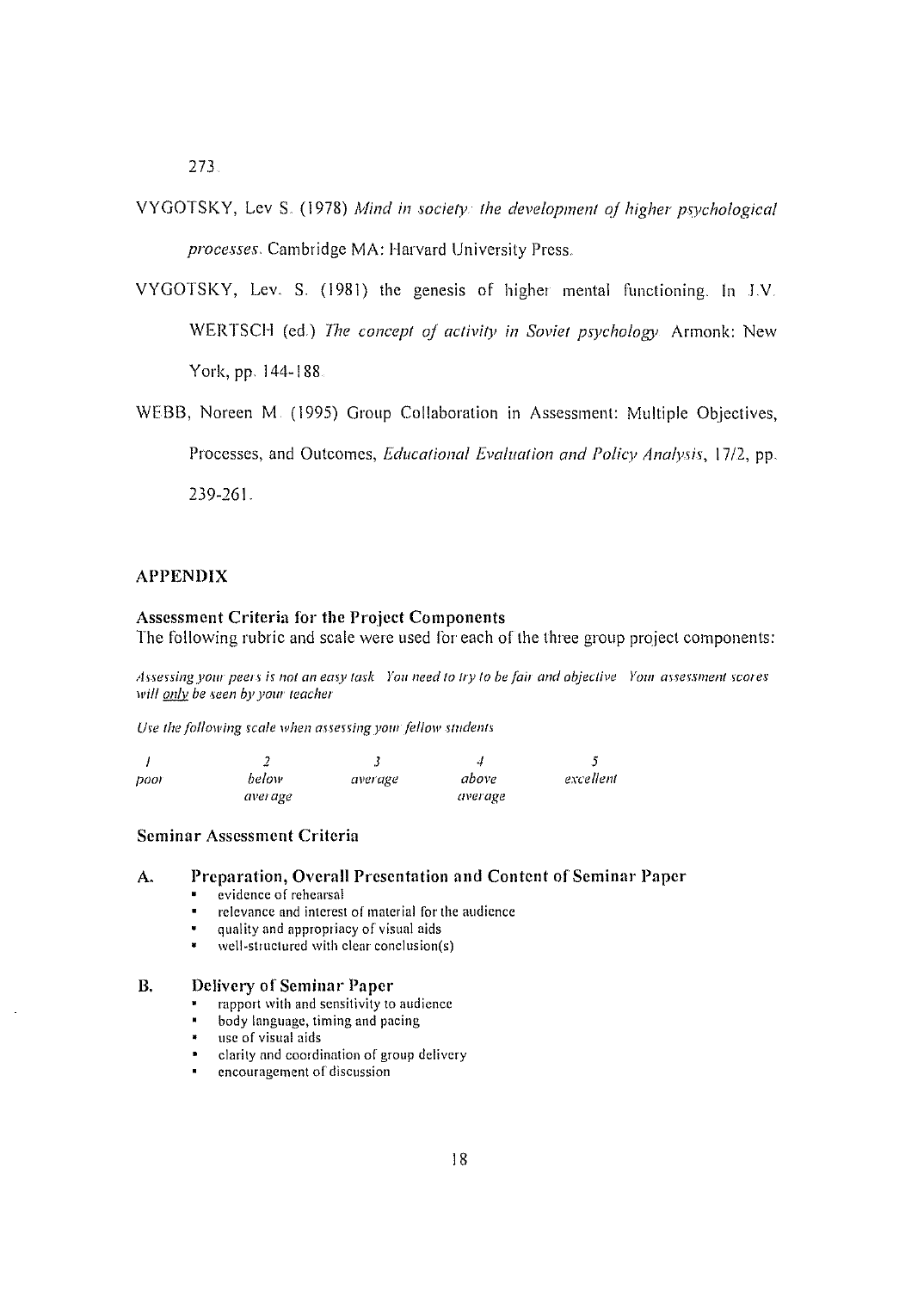273

VYGOTSKY, Lev S. (1978) *Mind in society: the development of higher psychological processes*. Cambridge MA: Harvard University Press.

VYGOTSKY, Lev. S. (1981) the genesis of higher mental functioning. In J.V. WERTSCH (ed.) *The concept of activity in Soviet psychology* Armonk: New York, pp. 144-188.

WEBB, Noreen M. (1995) Group Collaboration in Assessment: Multiple Objectives, Processes, and Outcomes, *Educational Evaluation and Policy Analysis*, 17/2, pp. 239-261.

## APPENDIX

### Assessment Criteria for the Project Components

The following rubric and scale were used for each of the three group project components:

*Assessing your peers is not an easy task. You need to try to be fair and objective. Your assessment scores will only be seen by your teacher*

*Use the following scale when assessing your fellow students*

| *1* | *2* | *3* | *4* | *5* |
|---|---|---|---|---|
| *poor* | *below average* | *average* | *above average* | *excellent* |

### Seminar Assessment Criteria

**A. Preparation, Overall Presentation and Content of Seminar Paper**

- evidence of rehearsal
- relevance and interest of material for the audience
- quality and appropriacy of visual aids
- well-structured with clear conclusion(s)

**B. Delivery of Seminar Paper**

- rapport with and sensitivity to audience
- body language, timing and pacing
- use of visual aids
- clarity and coordination of group delivery
- encouragement of discussion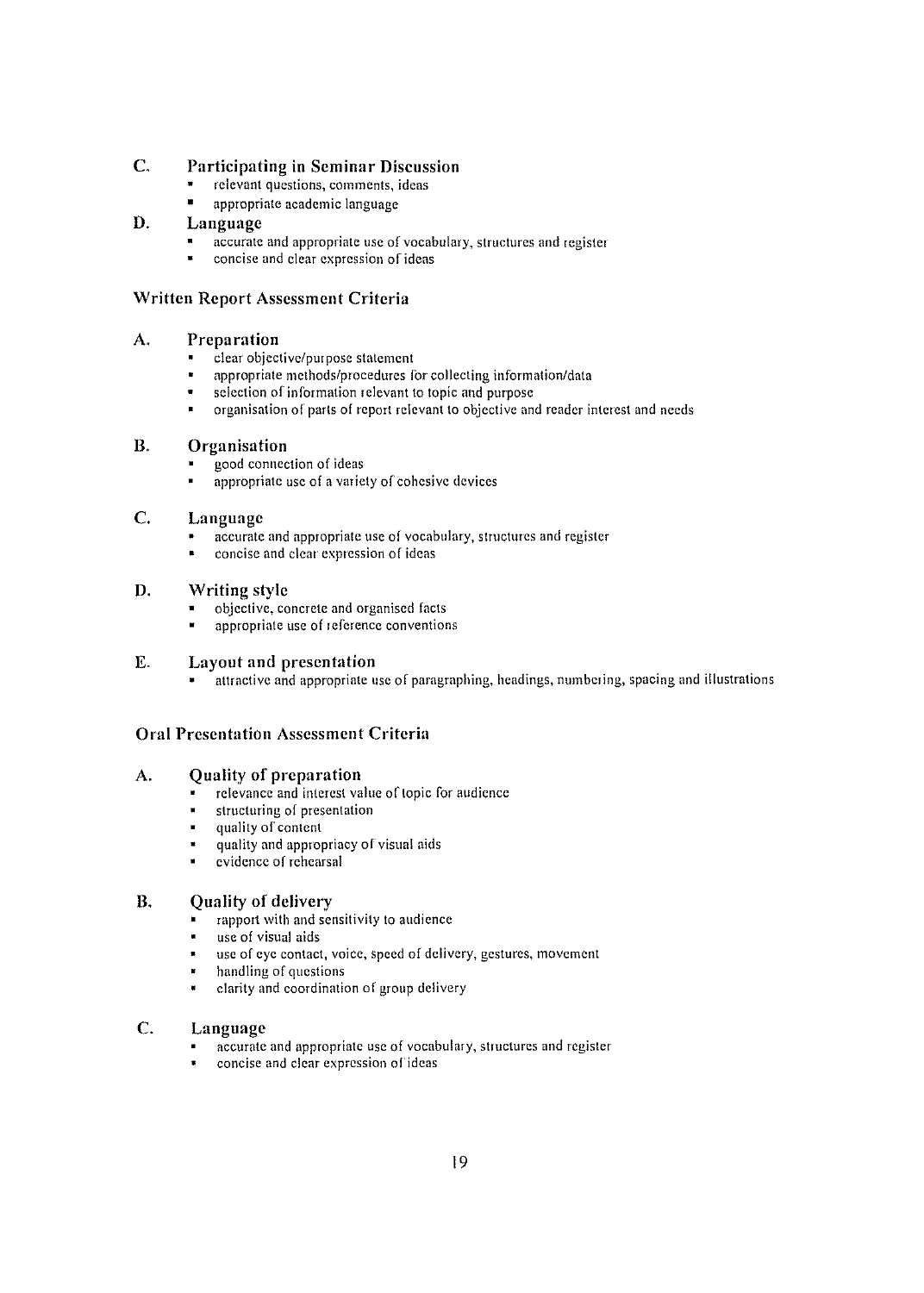### C. Participating in Seminar Discussion

- relevant questions, comments, ideas
- appropriate academic language

### D. Language

- accurate and appropriate use of vocabulary, structures and register
- concise and clear expression of ideas

## Written Report Assessment Criteria

### A. Preparation

- clear objective/purpose statement
- appropriate methods/procedures for collecting information/data
- selection of information relevant to topic and purpose
- organisation of parts of report relevant to objective and reader interest and needs

### B. Organisation

- good connection of ideas
- appropriate use of a variety of cohesive devices

### C. Language

- accurate and appropriate use of vocabulary, structures and register
- concise and clear expression of ideas

### D. Writing style

- objective, concrete and organised facts
- appropriate use of reference conventions

### E. Layout and presentation

- attractive and appropriate use of paragraphing, headings, numbering, spacing and illustrations

## Oral Presentation Assessment Criteria

### A. Quality of preparation

- relevance and interest value of topic for audience
- structuring of presentation
- quality of content
- quality and appropriacy of visual aids
- evidence of rehearsal

### B. Quality of delivery

- rapport with and sensitivity to audience
- use of visual aids
- use of eye contact, voice, speed of delivery, gestures, movement
- handling of questions
- clarity and coordination of group delivery

### C. Language

- accurate and appropriate use of vocabulary, structures and register
- concise and clear expression of ideas